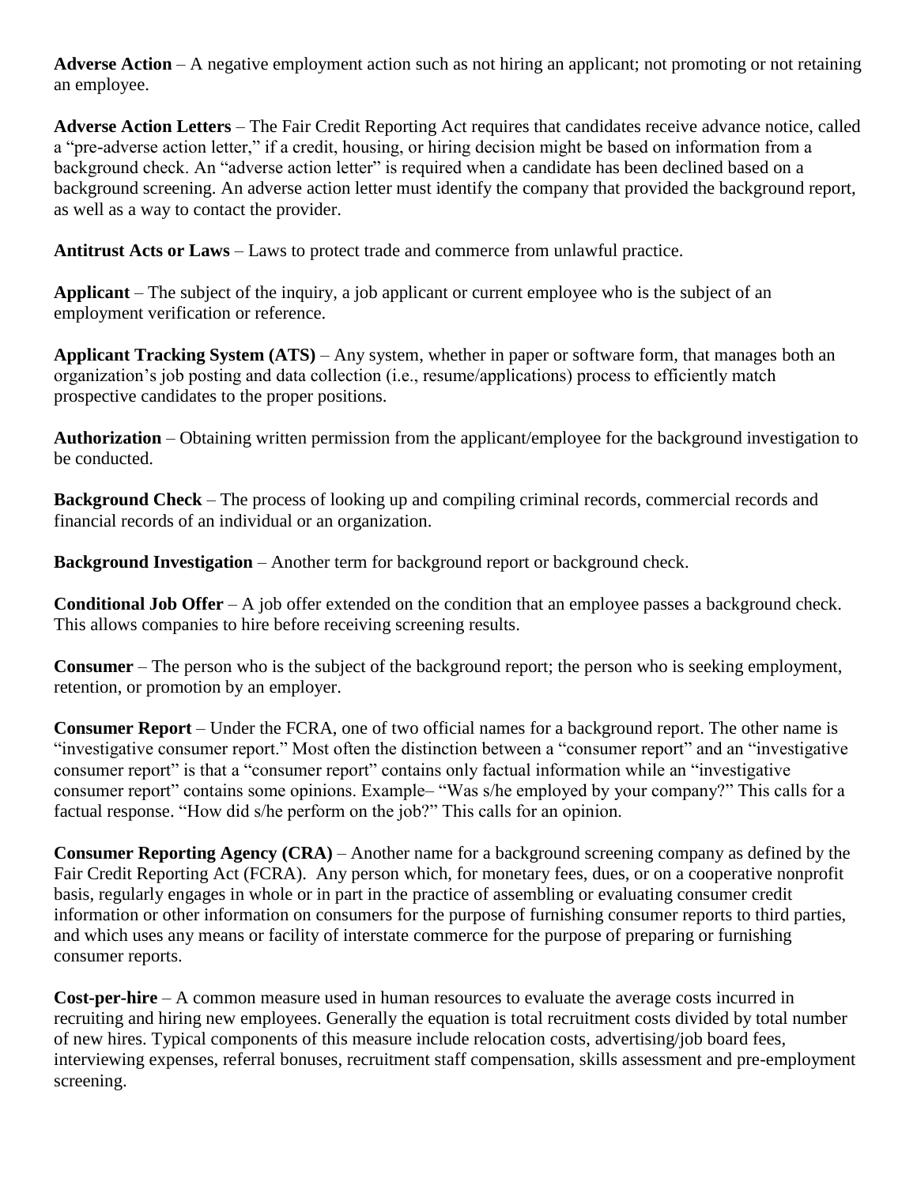**Adverse Action** – A negative employment action such as not hiring an applicant; not promoting or not retaining an employee.

**Adverse Action Letters** – The Fair Credit Reporting Act requires that candidates receive advance notice, called a "pre-adverse action letter," if a credit, housing, or hiring decision might be based on information from a background check. An "adverse action letter" is required when a candidate has been declined based on a background screening. An adverse action letter must identify the company that provided the background report, as well as a way to contact the provider.

**Antitrust Acts or Laws** – Laws to protect trade and commerce from unlawful practice.

**Applicant** – The subject of the inquiry, a job applicant or current employee who is the subject of an employment verification or reference.

**Applicant Tracking System (ATS)** – Any system, whether in paper or software form, that manages both an organization's job posting and data collection (i.e., resume/applications) process to efficiently match prospective candidates to the proper positions.

**Authorization** – Obtaining written permission from the applicant/employee for the background investigation to be conducted.

**Background Check** – The process of looking up and compiling criminal records, commercial records and financial records of an individual or an organization.

**Background Investigation** – Another term for background report or background check.

**Conditional Job Offer** – A job offer extended on the condition that an employee passes a background check. This allows companies to hire before receiving screening results.

**Consumer** – The person who is the subject of the background report; the person who is seeking employment, retention, or promotion by an employer.

**Consumer Report** – Under the FCRA, one of two official names for a background report. The other name is "investigative consumer report." Most often the distinction between a "consumer report" and an "investigative consumer report" is that a "consumer report" contains only factual information while an "investigative consumer report" contains some opinions. Example– "Was s/he employed by your company?" This calls for a factual response. "How did s/he perform on the job?" This calls for an opinion.

**Consumer Reporting Agency (CRA)** – Another name for a background screening company as defined by the Fair Credit Reporting Act (FCRA). Any person which, for monetary fees, dues, or on a cooperative nonprofit basis, regularly engages in whole or in part in the practice of assembling or evaluating consumer credit information or other information on consumers for the purpose of furnishing consumer reports to third parties, and which uses any means or facility of interstate commerce for the purpose of preparing or furnishing consumer reports.

**Cost-per-hire** – A common measure used in human resources to evaluate the average costs incurred in recruiting and hiring new employees. Generally the equation is total recruitment costs divided by total number of new hires. Typical components of this measure include relocation costs, advertising/job board fees, interviewing expenses, referral bonuses, recruitment staff compensation, skills assessment and pre-employment screening.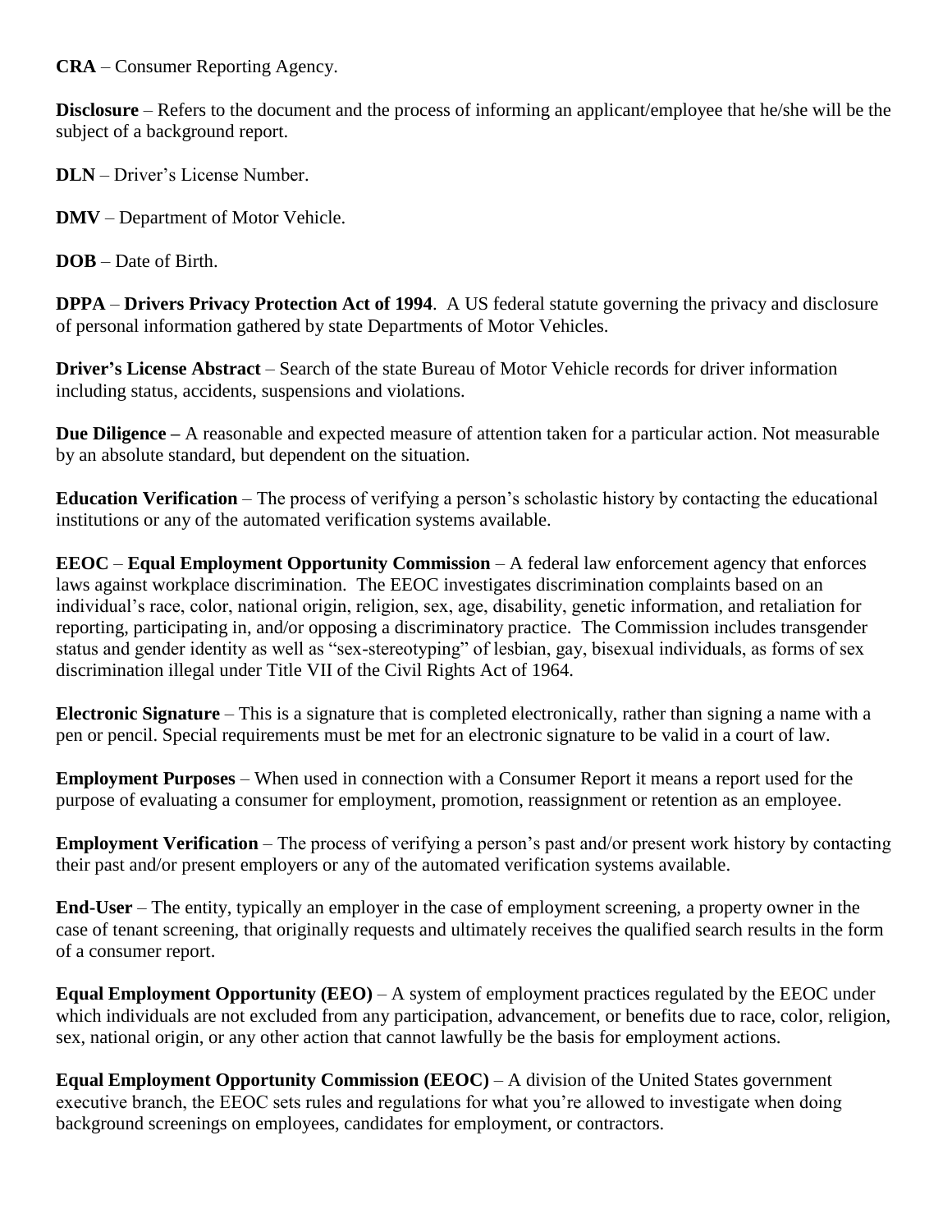**CRA** – Consumer Reporting Agency.

**Disclosure** – Refers to the document and the process of informing an applicant/employee that he/she will be the subject of a background report.

**DLN** – Driver's License Number.

**DMV** – Department of Motor Vehicle.

**DOB** – Date of Birth.

**DPPA** – **Drivers Privacy Protection Act of 1994**. A US federal statute governing the privacy and disclosure of personal information gathered by state Departments of Motor Vehicles.

**Driver's License Abstract** – Search of the state Bureau of Motor Vehicle records for driver information including status, accidents, suspensions and violations.

**Due Diligence –** A reasonable and expected measure of attention taken for a particular action. Not measurable by an absolute standard, but dependent on the situation.

**Education Verification** – The process of verifying a person's scholastic history by contacting the educational institutions or any of the automated verification systems available.

**EEOC** – **Equal Employment Opportunity Commission** – A federal law enforcement agency that enforces laws against workplace discrimination. The EEOC investigates discrimination complaints based on an individual's race, color, national origin, religion, sex, age, disability, genetic information, and retaliation for reporting, participating in, and/or opposing a discriminatory practice. The Commission includes transgender status and gender identity as well as "sex-stereotyping" of lesbian, gay, bisexual individuals, as forms of sex discrimination illegal under Title VII of the Civil Rights Act of 1964.

**Electronic Signature** – This is a signature that is completed electronically, rather than signing a name with a pen or pencil. Special requirements must be met for an electronic signature to be valid in a court of law.

**Employment Purposes** – When used in connection with a Consumer Report it means a report used for the purpose of evaluating a consumer for employment, promotion, reassignment or retention as an employee.

**Employment Verification** – The process of verifying a person's past and/or present work history by contacting their past and/or present employers or any of the automated verification systems available.

**End-User** – The entity, typically an employer in the case of employment screening, a property owner in the case of tenant screening, that originally requests and ultimately receives the qualified search results in the form of a consumer report.

**Equal Employment Opportunity (EEO)** – A system of employment practices regulated by the EEOC under which individuals are not excluded from any participation, advancement, or benefits due to race, color, religion, sex, national origin, or any other action that cannot lawfully be the basis for employment actions.

**Equal Employment Opportunity Commission (EEOC)** – A division of the United States government executive branch, the EEOC sets rules and regulations for what you're allowed to investigate when doing background screenings on employees, candidates for employment, or contractors.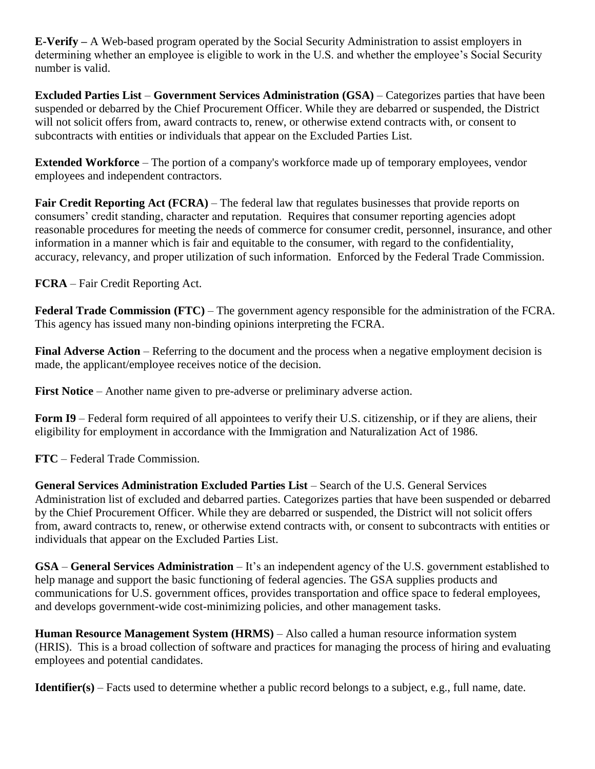**E-Verify –** A Web-based program operated by the Social Security Administration to assist employers in determining whether an employee is eligible to work in the U.S. and whether the employee's Social Security number is valid.

**Excluded Parties List** – **Government Services Administration (GSA)** – Categorizes parties that have been suspended or debarred by the Chief Procurement Officer. While they are debarred or suspended, the District will not solicit offers from, award contracts to, renew, or otherwise extend contracts with, or consent to subcontracts with entities or individuals that appear on the Excluded Parties List.

**Extended Workforce** – The portion of a company's workforce made up of temporary employees, vendor employees and independent contractors.

**Fair Credit Reporting Act (FCRA)** – The federal law that regulates businesses that provide reports on consumers' credit standing, character and reputation. Requires that consumer reporting agencies adopt reasonable procedures for meeting the needs of commerce for consumer credit, personnel, insurance, and other information in a manner which is fair and equitable to the consumer, with regard to the confidentiality, accuracy, relevancy, and proper utilization of such information. Enforced by the Federal Trade Commission.

**FCRA** – Fair Credit Reporting Act.

**Federal Trade Commission (FTC)** – The government agency responsible for the administration of the FCRA. This agency has issued many non-binding opinions interpreting the FCRA.

**Final Adverse Action** – Referring to the document and the process when a negative employment decision is made, the applicant/employee receives notice of the decision.

**First Notice** – Another name given to pre-adverse or preliminary adverse action.

**Form I9** – Federal form required of all appointees to verify their U.S. citizenship, or if they are aliens, their eligibility for employment in accordance with the Immigration and Naturalization Act of 1986.

**FTC** – Federal Trade Commission.

**General Services Administration Excluded Parties List** – Search of the U.S. General Services Administration list of excluded and debarred parties. Categorizes parties that have been suspended or debarred by the Chief Procurement Officer. While they are debarred or suspended, the District will not solicit offers from, award contracts to, renew, or otherwise extend contracts with, or consent to subcontracts with entities or individuals that appear on the Excluded Parties List.

**GSA** – **General Services Administration** – It's an independent agency of the U.S. government established to help manage and support the basic functioning of federal agencies. The GSA supplies products and communications for U.S. government offices, provides transportation and office space to federal employees, and develops government-wide cost-minimizing policies, and other management tasks.

**Human Resource Management System (HRMS)** – Also called a human resource information system (HRIS). This is a broad collection of software and practices for managing the process of hiring and evaluating employees and potential candidates.

**Identifier(s)** – Facts used to determine whether a public record belongs to a subject, e.g., full name, date.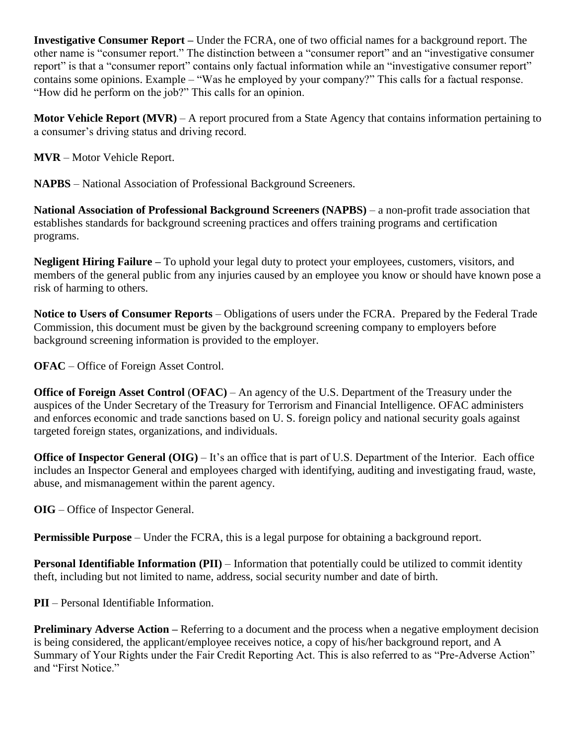**Investigative Consumer Report –** Under the FCRA, one of two official names for a background report. The other name is "consumer report." The distinction between a "consumer report" and an "investigative consumer report" is that a "consumer report" contains only factual information while an "investigative consumer report" contains some opinions. Example – "Was he employed by your company?" This calls for a factual response. "How did he perform on the job?" This calls for an opinion.

**Motor Vehicle Report (MVR)** – A report procured from a State Agency that contains information pertaining to a consumer's driving status and driving record.

**MVR** – Motor Vehicle Report.

**NAPBS** – National Association of Professional Background Screeners.

**National Association of Professional Background Screeners (NAPBS)** – a non-profit trade association that establishes standards for background screening practices and offers training programs and certification programs.

**Negligent Hiring Failure –** To uphold your legal duty to protect your employees, customers, visitors, and members of the general public from any injuries caused by an employee you know or should have known pose a risk of harming to others.

**Notice to Users of Consumer Reports** – Obligations of users under the FCRA. Prepared by the Federal Trade Commission, this document must be given by the background screening company to employers before background screening information is provided to the employer.

**OFAC** – Office of Foreign Asset Control.

**Office of Foreign Asset Control** (**OFAC)** – An agency of the U.S. Department of the Treasury under the auspices of the Under Secretary of the Treasury for Terrorism and Financial Intelligence. OFAC administers and enforces economic and trade sanctions based on U. S. foreign policy and national security goals against targeted foreign states, organizations, and individuals.

**Office of Inspector General (OIG)** – It's an office that is part of U.S. Department of the Interior. Each office includes an Inspector General and employees charged with identifying, auditing and investigating fraud, waste, abuse, and mismanagement within the parent agency.

**OIG** – Office of Inspector General.

**Permissible Purpose** – Under the FCRA, this is a legal purpose for obtaining a background report.

**Personal Identifiable Information (PII)** – Information that potentially could be utilized to commit identity theft, including but not limited to name, address, social security number and date of birth.

**PII** – Personal Identifiable Information.

**Preliminary Adverse Action –** Referring to a document and the process when a negative employment decision is being considered, the applicant/employee receives notice, a copy of his/her background report, and A Summary of Your Rights under the Fair Credit Reporting Act. This is also referred to as "Pre-Adverse Action" and "First Notice."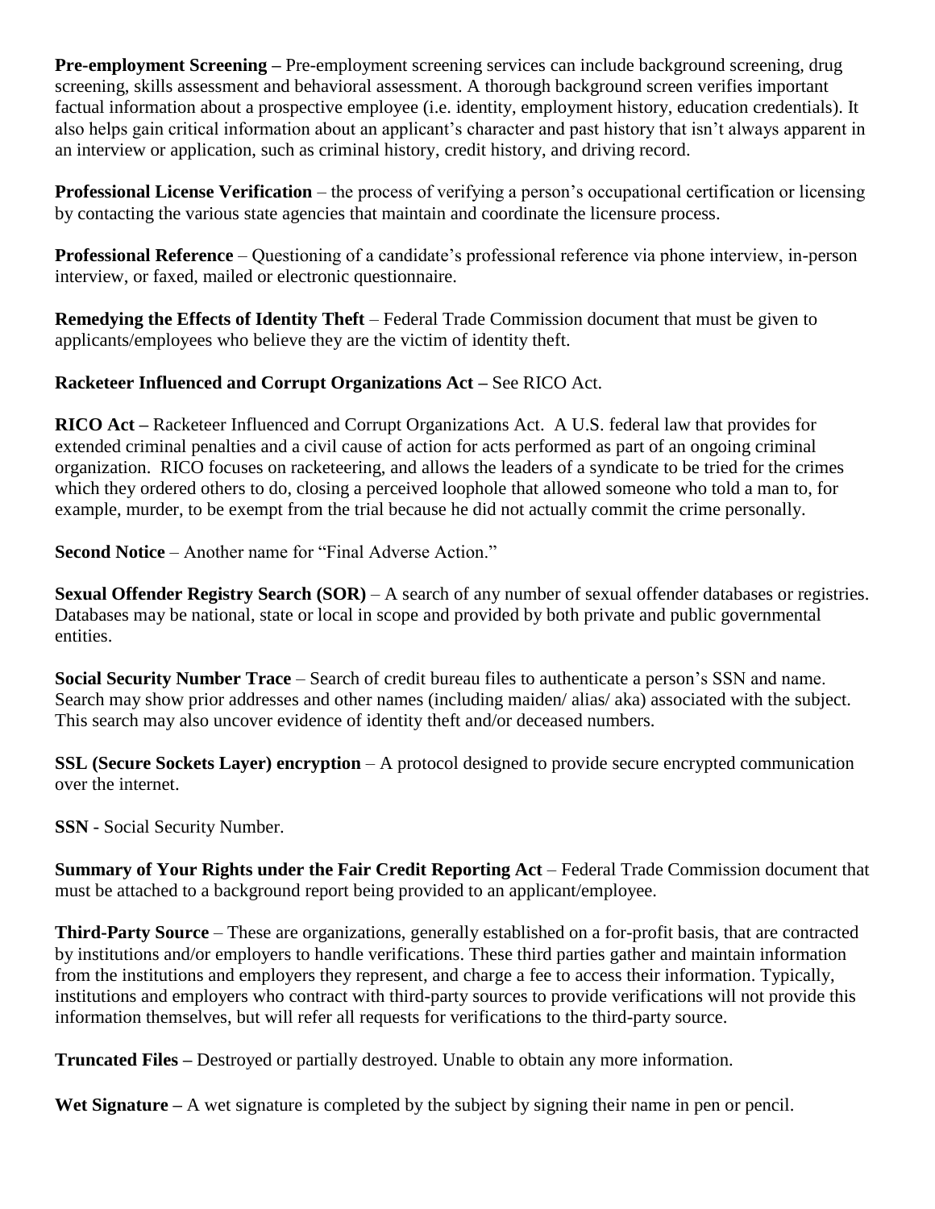**Pre-employment Screening –** Pre-employment screening services can include background screening, drug screening, skills assessment and behavioral assessment. A thorough background screen verifies important factual information about a prospective employee (i.e. identity, employment history, education credentials). It also helps gain critical information about an applicant's character and past history that isn't always apparent in an interview or application, such as criminal history, credit history, and driving record.

**Professional License Verification** – the process of verifying a person's occupational certification or licensing by contacting the various state agencies that maintain and coordinate the licensure process.

**Professional Reference** – Questioning of a candidate's professional reference via phone interview, in-person interview, or faxed, mailed or electronic questionnaire.

**Remedying the Effects of Identity Theft** – Federal Trade Commission document that must be given to applicants/employees who believe they are the victim of identity theft.

**Racketeer Influenced and Corrupt Organizations Act –** See RICO Act.

**RICO Act –** Racketeer Influenced and Corrupt Organizations Act. A U.S. federal law that provides for extended criminal penalties and a civil cause of action for acts performed as part of an ongoing criminal organization. RICO focuses on racketeering, and allows the leaders of a syndicate to be tried for the crimes which they ordered others to do, closing a perceived loophole that allowed someone who told a man to, for example, murder, to be exempt from the trial because he did not actually commit the crime personally.

**Second Notice** – Another name for "Final Adverse Action."

**Sexual Offender Registry Search (SOR)** – A search of any number of sexual offender databases or registries. Databases may be national, state or local in scope and provided by both private and public governmental entities.

**Social Security Number Trace** – Search of credit bureau files to authenticate a person's SSN and name. Search may show prior addresses and other names (including maiden/ alias/ aka) associated with the subject. This search may also uncover evidence of identity theft and/or deceased numbers.

**SSL (Secure Sockets Layer) encryption** – A protocol designed to provide secure encrypted communication over the internet.

**SSN** - Social Security Number.

**Summary of Your Rights under the Fair Credit Reporting Act** – Federal Trade Commission document that must be attached to a background report being provided to an applicant/employee.

**Third-Party Source** – These are organizations, generally established on a for-profit basis, that are contracted by institutions and/or employers to handle verifications. These third parties gather and maintain information from the institutions and employers they represent, and charge a fee to access their information. Typically, institutions and employers who contract with third-party sources to provide verifications will not provide this information themselves, but will refer all requests for verifications to the third-party source.

**Truncated Files –** Destroyed or partially destroyed. Unable to obtain any more information.

**Wet Signature –** A wet signature is completed by the subject by signing their name in pen or pencil.